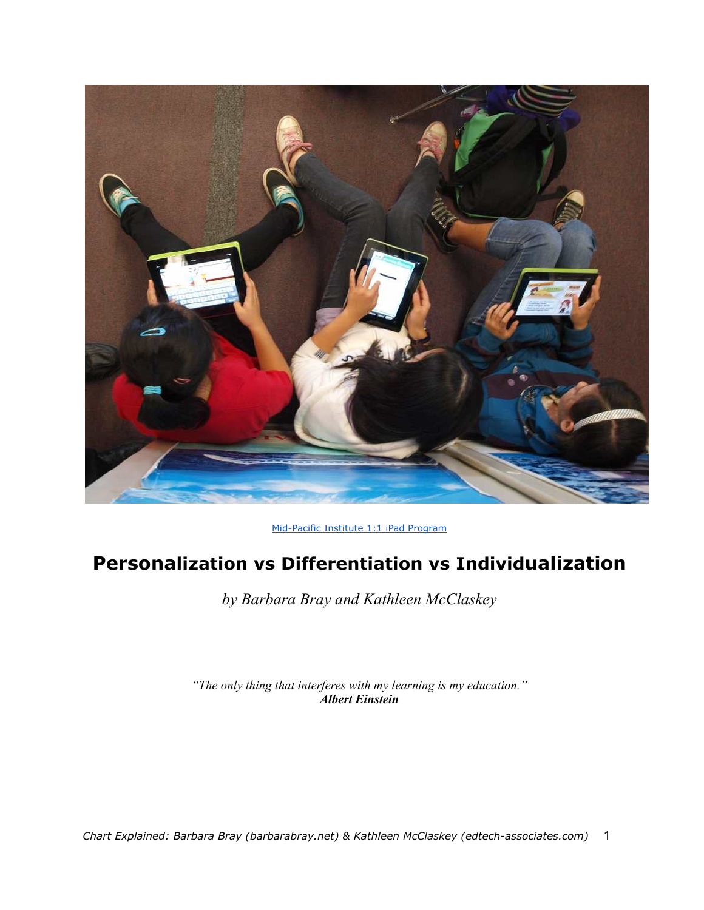Mid-Pacific Institute 1:1 iPad Program

# Personalization vs Differentiation vs Individualization

*by Barbara Bray and Kathleen McClaskey*

*"The only thing that interferes with my learning is my education."*
***Albert Einstein***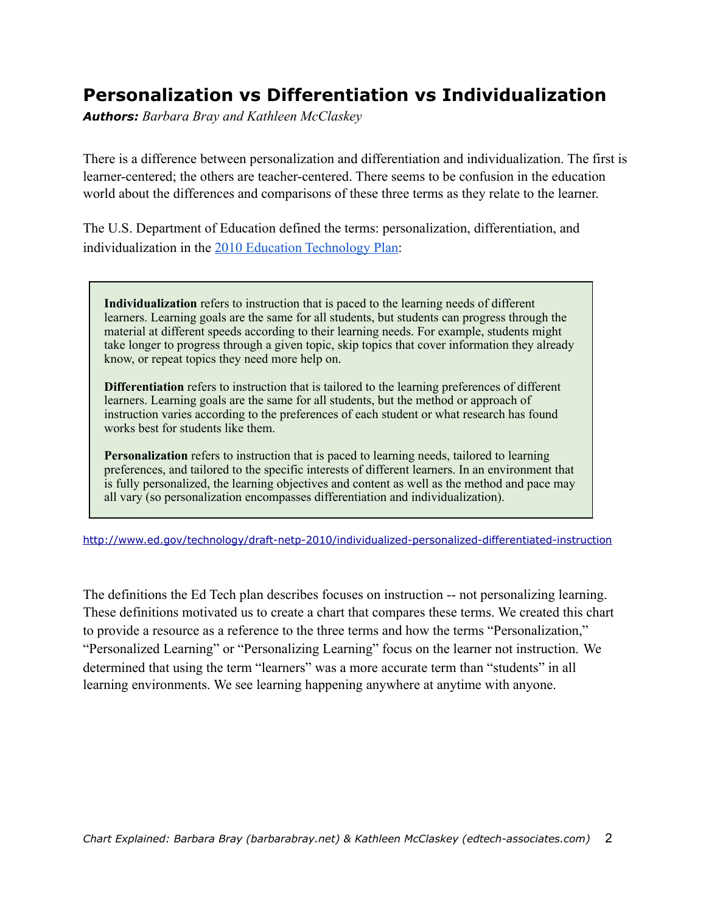# Personalization vs Differentiation vs Individualization

***Authors:*** *Barbara Bray and Kathleen McClaskey*

There is a difference between personalization and differentiation and individualization. The first is learner-centered; the others are teacher-centered. There seems to be confusion in the education world about the differences and comparisons of these three terms as they relate to the learner.

The U.S. Department of Education defined the terms: personalization, differentiation, and individualization in the [2010 Education Technology Plan](http://www.ed.gov/technology/draft-netp-2010/individualized-personalized-differentiated-instruction):

> **Individualization** refers to instruction that is paced to the learning needs of different learners. Learning goals are the same for all students, but students can progress through the material at different speeds according to their learning needs. For example, students might take longer to progress through a given topic, skip topics that cover information they already know, or repeat topics they need more help on.
>
> **Differentiation** refers to instruction that is tailored to the learning preferences of different learners. Learning goals are the same for all students, but the method or approach of instruction varies according to the preferences of each student or what research has found works best for students like them.
>
> **Personalization** refers to instruction that is paced to learning needs, tailored to learning preferences, and tailored to the specific interests of different learners. In an environment that is fully personalized, the learning objectives and content as well as the method and pace may all vary (so personalization encompasses differentiation and individualization).

http://www.ed.gov/technology/draft-netp-2010/individualized-personalized-differentiated-instruction

The definitions the Ed Tech plan describes focuses on instruction -- not personalizing learning. These definitions motivated us to create a chart that compares these terms. We created this chart to provide a resource as a reference to the three terms and how the terms "Personalization," "Personalized Learning" or "Personalizing Learning" focus on the learner not instruction. We determined that using the term "learners" was a more accurate term than "students" in all learning environments. We see learning happening anywhere at anytime with anyone.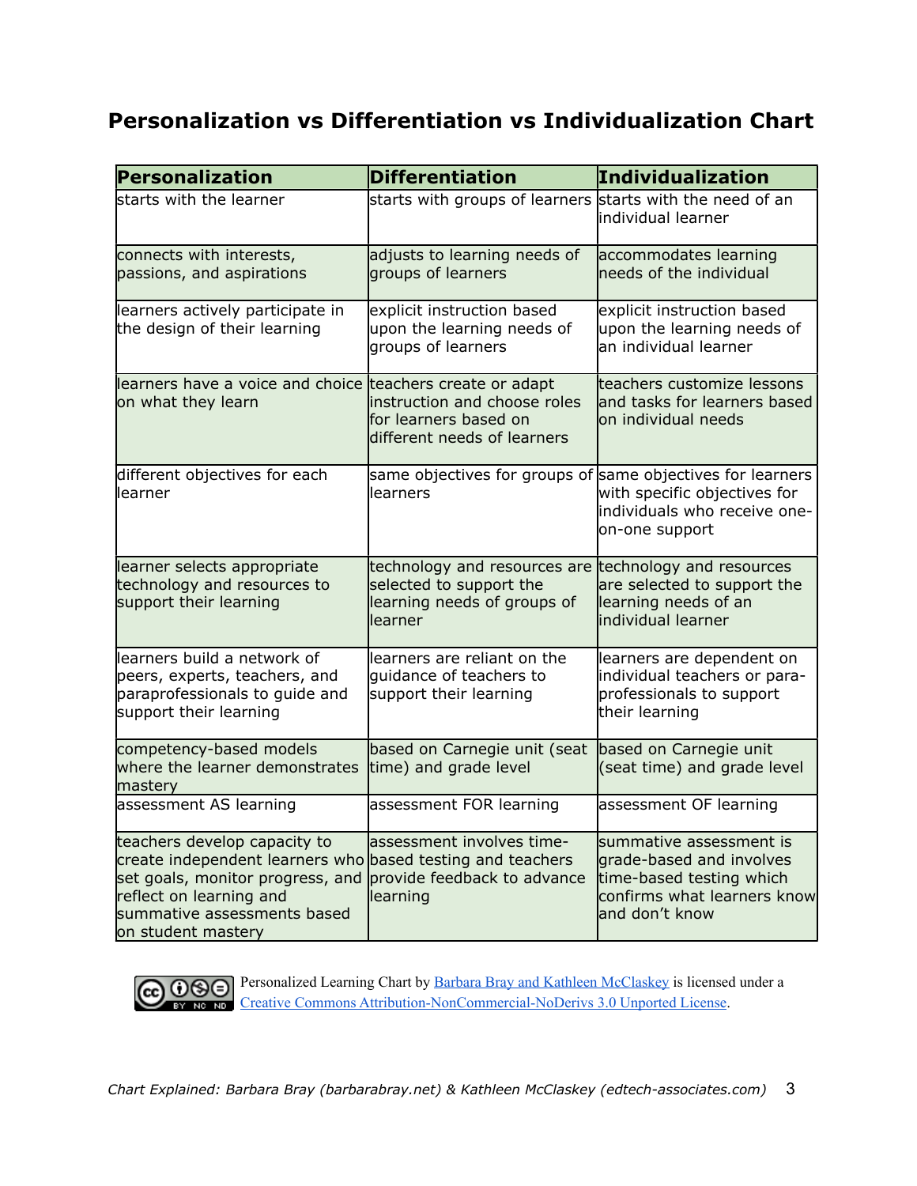## Personalization vs Differentiation vs Individualization Chart

| Personalization | Differentiation | Individualization |
|---|---|---|
| starts with the learner | starts with groups of learners | starts with the need of an individual learner |
| connects with interests, passions, and aspirations | adjusts to learning needs of groups of learners | accommodates learning needs of the individual |
| learners actively participate in the design of their learning | explicit instruction based upon the learning needs of groups of learners | explicit instruction based upon the learning needs of an individual learner |
| learners have a voice and choice on what they learn | teachers create or adapt instruction and choose roles for learners based on different needs of learners | teachers customize lessons and tasks for learners based on individual needs |
| different objectives for each learner | same objectives for groups of learners | same objectives for learners with specific objectives for individuals who receive one-on-one support |
| learner selects appropriate technology and resources to support their learning | technology and resources are selected to support the learning needs of groups of learner | technology and resources are selected to support the learning needs of an individual learner |
| learners build a network of peers, experts, teachers, and paraprofessionals to guide and support their learning | learners are reliant on the guidance of teachers to support their learning | learners are dependent on individual teachers or para-professionals to support their learning |
| competency-based models where the learner demonstrates mastery | based on Carnegie unit (seat time) and grade level | based on Carnegie unit (seat time) and grade level |
| assessment AS learning | assessment FOR learning | assessment OF learning |
| teachers develop capacity to create independent learners who set goals, monitor progress, and reflect on learning and summative assessments based on student mastery | assessment involves time-based testing and teachers provide feedback to advance learning | summative assessment is grade-based and involves time-based testing which confirms what learners know and don't know |

Personalized Learning Chart by [Barbara Bray and Kathleen McClaskey]() is licensed under a [Creative Commons Attribution-NonCommercial-NoDerivs 3.0 Unported License]().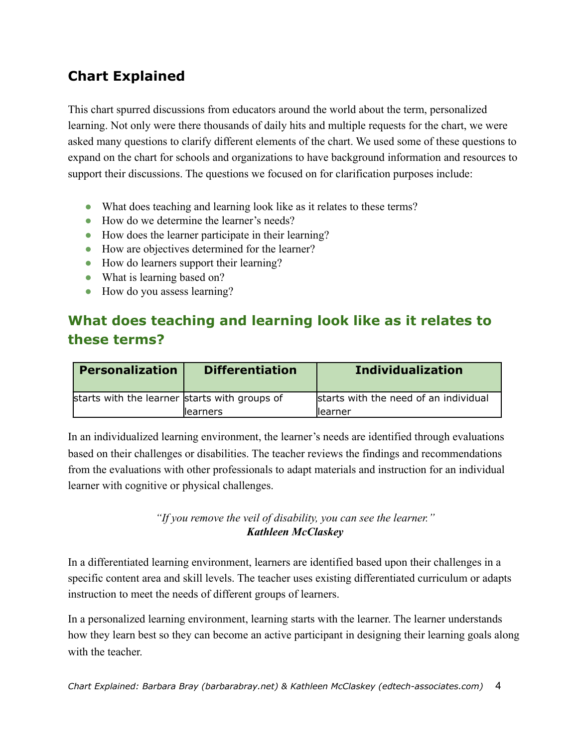## Chart Explained

This chart spurred discussions from educators around the world about the term, personalized learning. Not only were there thousands of daily hits and multiple requests for the chart, we were asked many questions to clarify different elements of the chart. We used some of these questions to expand on the chart for schools and organizations to have background information and resources to support their discussions. The questions we focused on for clarification purposes include:

- What does teaching and learning look like as it relates to these terms?
- How do we determine the learner's needs?
- How does the learner participate in their learning?
- How are objectives determined for the learner?
- How do learners support their learning?
- What is learning based on?
- How do you assess learning?

## What does teaching and learning look like as it relates to these terms?

| Personalization | Differentiation | Individualization |
| --- | --- | --- |
| starts with the learner | starts with groups of learners | starts with the need of an individual learner |

In an individualized learning environment, the learner's needs are identified through evaluations based on their challenges or disabilities. The teacher reviews the findings and recommendations from the evaluations with other professionals to adapt materials and instruction for an individual learner with cognitive or physical challenges.

*"If you remove the veil of disability, you can see the learner."*
***Kathleen McClaskey***

In a differentiated learning environment, learners are identified based upon their challenges in a specific content area and skill levels. The teacher uses existing differentiated curriculum or adapts instruction to meet the needs of different groups of learners.

In a personalized learning environment, learning starts with the learner. The learner understands how they learn best so they can become an active participant in designing their learning goals along with the teacher.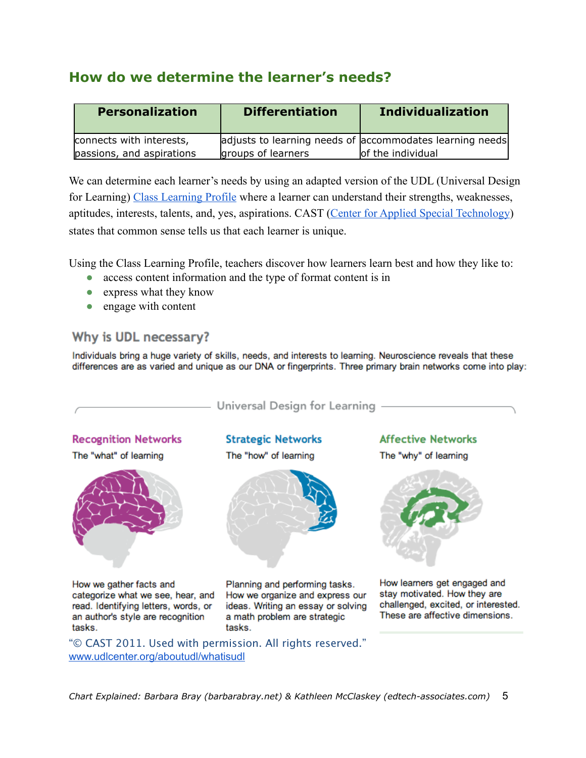## How do we determine the learner's needs?

| Personalization | Differentiation | Individualization |
|---|---|---|
| connects with interests, passions, and aspirations | adjusts to learning needs of groups of learners | accommodates learning needs of the individual |

We can determine each learner's needs by using an adapted version of the UDL (Universal Design for Learning) Class Learning Profile where a learner can understand their strengths, weaknesses, aptitudes, interests, talents, and, yes, aspirations. CAST (Center for Applied Special Technology) states that common sense tells us that each learner is unique.

Using the Class Learning Profile, teachers discover how learners learn best and how they like to:

- access content information and the type of format content is in
- express what they know
- engage with content

### Why is UDL necessary?

Individuals bring a huge variety of skills, needs, and interests to learning. Neuroscience reveals that these differences are as varied and unique as our DNA or fingerprints. Three primary brain networks come into play:

Universal Design for Learning

**Recognition Networks**
The "what" of learning

How we gather facts and categorize what we see, hear, and read. Identifying letters, words, or an author's style are recognition tasks.

**Strategic Networks**
The "how" of learning

Planning and performing tasks. How we organize and express our ideas. Writing an essay or solving a math problem are strategic tasks.

**Affective Networks**
The "why" of learning

How learners get engaged and stay motivated. How they are challenged, excited, or interested. These are affective dimensions.

"© CAST 2011. Used with permission. All rights reserved."
www.udlcenter.org/aboutudl/whatisudl

*Chart Explained: Barbara Bray (barbarabray.net) & Kathleen McClaskey (edtech-associates.com)*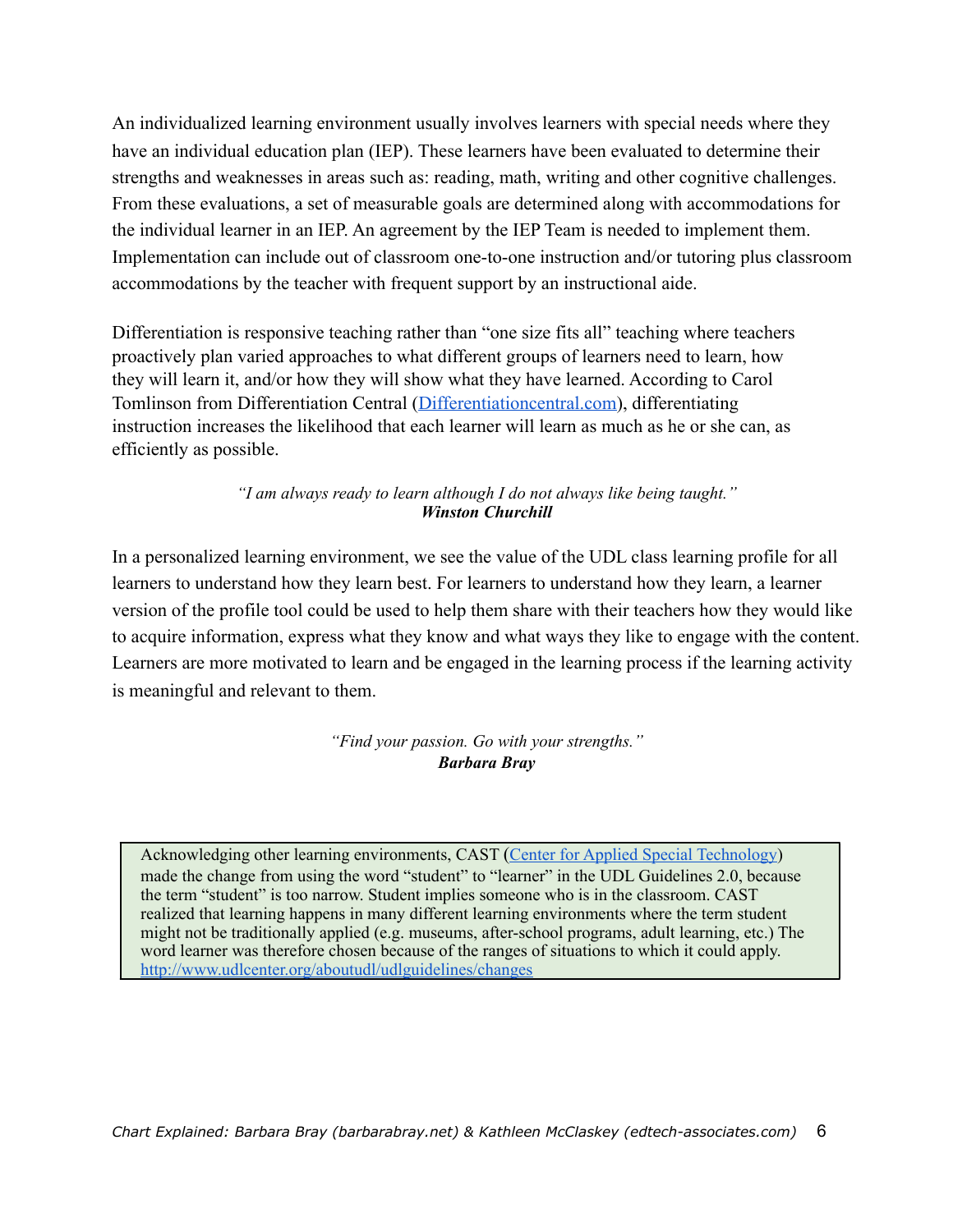An individualized learning environment usually involves learners with special needs where they have an individual education plan (IEP). These learners have been evaluated to determine their strengths and weaknesses in areas such as: reading, math, writing and other cognitive challenges. From these evaluations, a set of measurable goals are determined along with accommodations for the individual learner in an IEP. An agreement by the IEP Team is needed to implement them. Implementation can include out of classroom one-to-one instruction and/or tutoring plus classroom accommodations by the teacher with frequent support by an instructional aide.

Differentiation is responsive teaching rather than "one size fits all" teaching where teachers proactively plan varied approaches to what different groups of learners need to learn, how they will learn it, and/or how they will show what they have learned. According to Carol Tomlinson from Differentiation Central ([Differentiationcentral.com](http://Differentiationcentral.com)), differentiating instruction increases the likelihood that each learner will learn as much as he or she can, as efficiently as possible.

> *"I am always ready to learn although I do not always like being taught."*
> ***Winston Churchill***

In a personalized learning environment, we see the value of the UDL class learning profile for all learners to understand how they learn best. For learners to understand how they learn, a learner version of the profile tool could be used to help them share with their teachers how they would like to acquire information, express what they know and what ways they like to engage with the content. Learners are more motivated to learn and be engaged in the learning process if the learning activity is meaningful and relevant to them.

> *"Find your passion. Go with your strengths."*
> ***Barbara Bray***

> Acknowledging other learning environments, CAST (Center for Applied Special Technology) made the change from using the word "student" to "learner" in the UDL Guidelines 2.0, because the term "student" is too narrow. Student implies someone who is in the classroom. CAST realized that learning happens in many different learning environments where the term student might not be traditionally applied (e.g. museums, after-school programs, adult learning, etc.) The word learner was therefore chosen because of the ranges of situations to which it could apply.
> http://www.udlcenter.org/aboutudl/udlguidelines/changes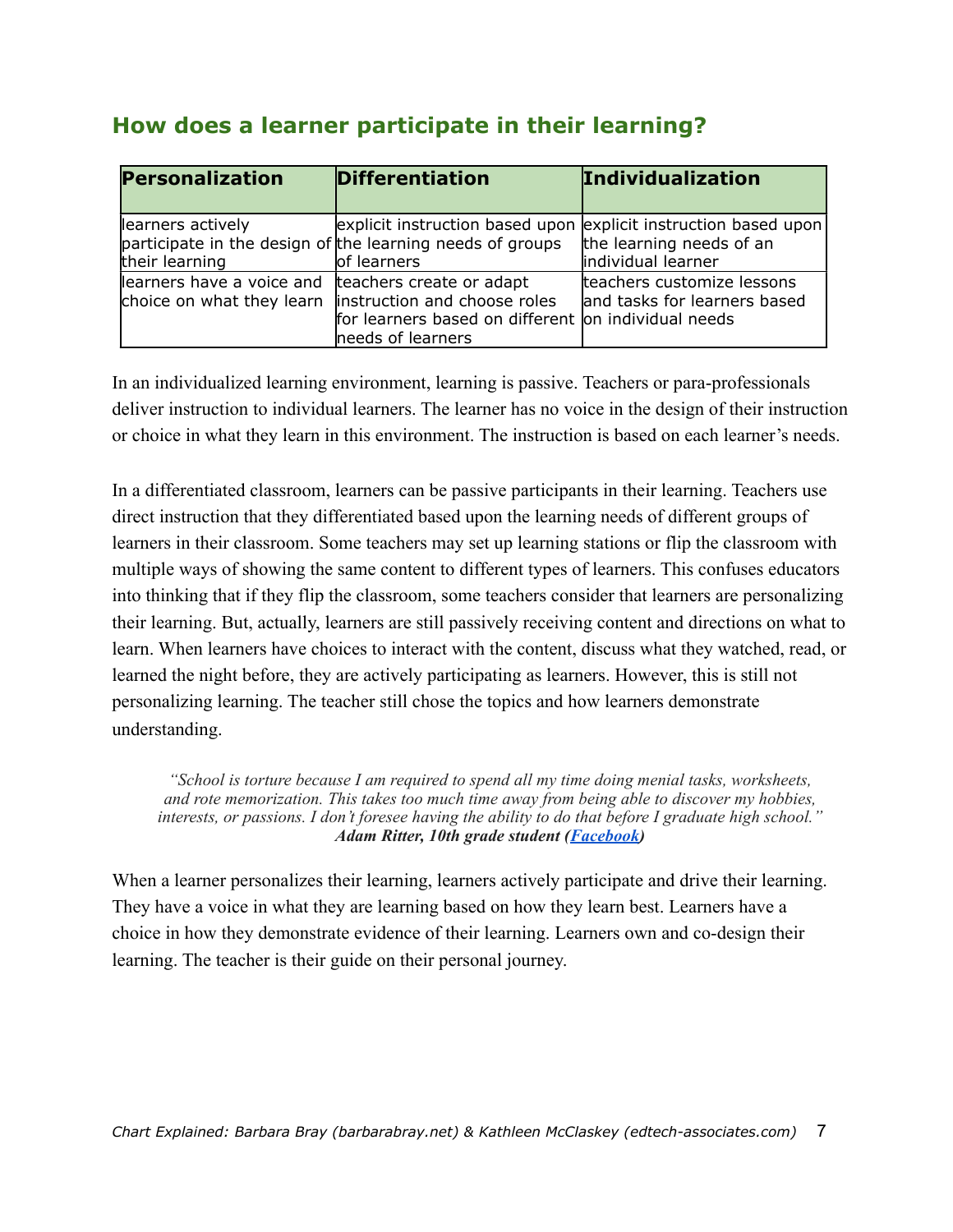## How does a learner participate in their learning?

| Personalization | Differentiation | Individualization |
|---|---|---|
| learners actively participate in the design of their learning | explicit instruction based upon the learning needs of groups of learners | explicit instruction based upon the learning needs of an individual learner |
| learners have a voice and choice on what they learn | teachers create or adapt instruction and choose roles for learners based on different needs of learners | teachers customize lessons and tasks for learners based on individual needs |

In an individualized learning environment, learning is passive. Teachers or para-professionals deliver instruction to individual learners. The learner has no voice in the design of their instruction or choice in what they learn in this environment. The instruction is based on each learner's needs.

In a differentiated classroom, learners can be passive participants in their learning. Teachers use direct instruction that they differentiated based upon the learning needs of different groups of learners in their classroom. Some teachers may set up learning stations or flip the classroom with multiple ways of showing the same content to different types of learners. This confuses educators into thinking that if they flip the classroom, some teachers consider that learners are personalizing their learning. But, actually, learners are still passively receiving content and directions on what to learn. When learners have choices to interact with the content, discuss what they watched, read, or learned the night before, they are actively participating as learners. However, this is still not personalizing learning. The teacher still chose the topics and how learners demonstrate understanding.

> *"School is torture because I am required to spend all my time doing menial tasks, worksheets, and rote memorization. This takes too much time away from being able to discover my hobbies, interests, or passions. I don't foresee having the ability to do that before I graduate high school."*
> ***Adam Ritter, 10th grade student (Facebook)***

When a learner personalizes their learning, learners actively participate and drive their learning. They have a voice in what they are learning based on how they learn best. Learners have a choice in how they demonstrate evidence of their learning. Learners own and co-design their learning. The teacher is their guide on their personal journey.

*Chart Explained: Barbara Bray (barbarabray.net) & Kathleen McClaskey (edtech-associates.com)*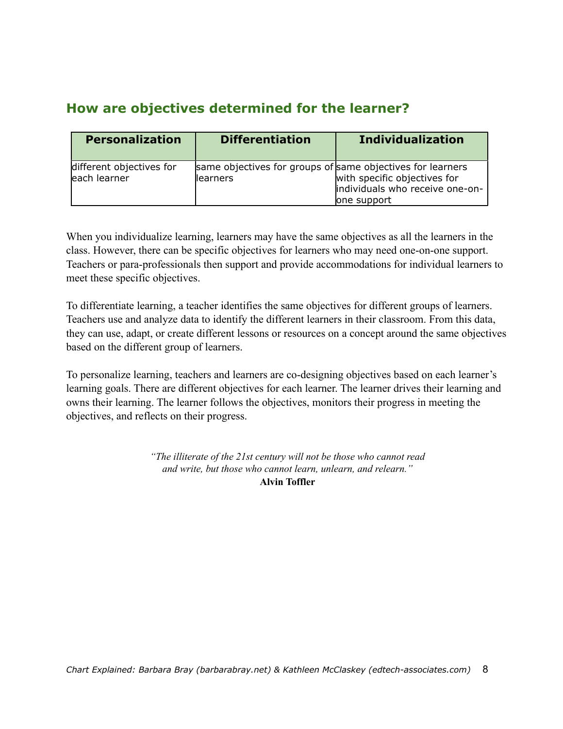## How are objectives determined for the learner?

| Personalization | Differentiation | Individualization |
|---|---|---|
| different objectives for each learner | same objectives for groups of learners | same objectives for learners with specific objectives for individuals who receive one-on-one support |

When you individualize learning, learners may have the same objectives as all the learners in the class. However, there can be specific objectives for learners who may need one-on-one support. Teachers or para-professionals then support and provide accommodations for individual learners to meet these specific objectives.

To differentiate learning, a teacher identifies the same objectives for different groups of learners. Teachers use and analyze data to identify the different learners in their classroom. From this data, they can use, adapt, or create different lessons or resources on a concept around the same objectives based on the different group of learners.

To personalize learning, teachers and learners are co-designing objectives based on each learner's learning goals. There are different objectives for each learner. The learner drives their learning and owns their learning. The learner follows the objectives, monitors their progress in meeting the objectives, and reflects on their progress.

*"The illiterate of the 21st century will not be those who cannot read and write, but those who cannot learn, unlearn, and relearn."*
**Alvin Toffler**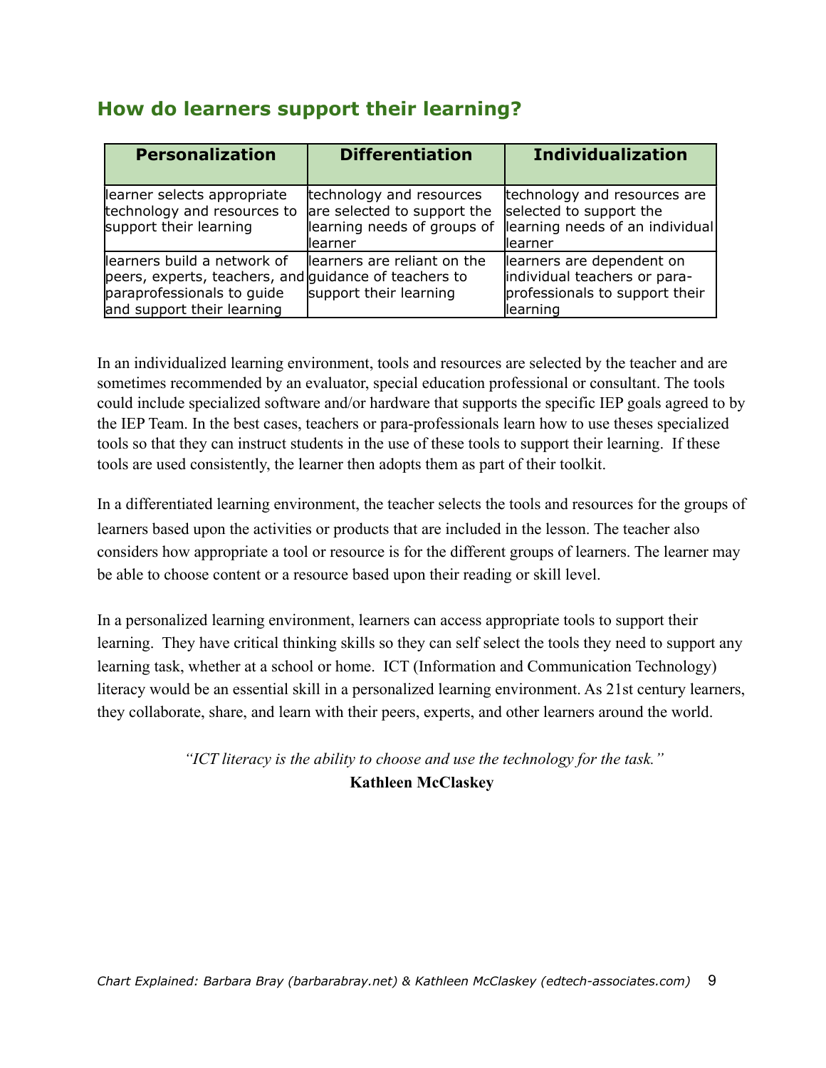## How do learners support their learning?

| Personalization | Differentiation | Individualization |
| --- | --- | --- |
| learner selects appropriate technology and resources to support their learning | technology and resources are selected to support the learning needs of groups of learner | technology and resources are selected to support the learning needs of an individual learner |
| learners build a network of peers, experts, teachers, and paraprofessionals to guide and support their learning | learners are reliant on the guidance of teachers to support their learning | learners are dependent on individual teachers or para-professionals to support their learning |

In an individualized learning environment, tools and resources are selected by the teacher and are sometimes recommended by an evaluator, special education professional or consultant. The tools could include specialized software and/or hardware that supports the specific IEP goals agreed to by the IEP Team. In the best cases, teachers or para-professionals learn how to use theses specialized tools so that they can instruct students in the use of these tools to support their learning. If these tools are used consistently, the learner then adopts them as part of their toolkit.

In a differentiated learning environment, the teacher selects the tools and resources for the groups of learners based upon the activities or products that are included in the lesson. The teacher also considers how appropriate a tool or resource is for the different groups of learners. The learner may be able to choose content or a resource based upon their reading or skill level.

In a personalized learning environment, learners can access appropriate tools to support their learning. They have critical thinking skills so they can self select the tools they need to support any learning task, whether at a school or home. ICT (Information and Communication Technology) literacy would be an essential skill in a personalized learning environment. As 21st century learners, they collaborate, share, and learn with their peers, experts, and other learners around the world.

*"ICT literacy is the ability to choose and use the technology for the task."*
**Kathleen McClaskey**

*Chart Explained: Barbara Bray (barbarabray.net) & Kathleen McClaskey (edtech-associates.com)*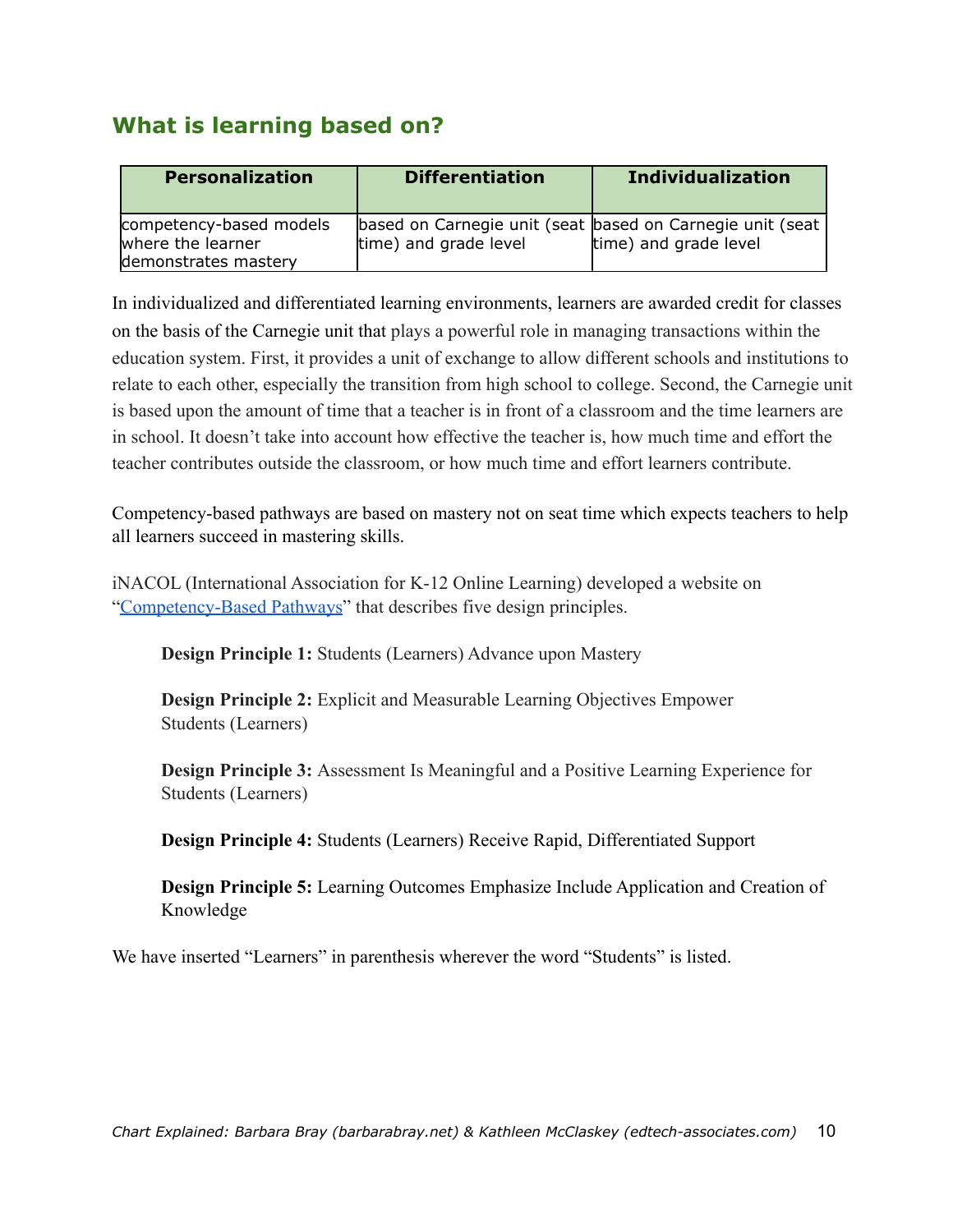## What is learning based on?

| Personalization | Differentiation | Individualization |
|---|---|---|
| competency-based models where the learner demonstrates mastery | based on Carnegie unit (seat time) and grade level | based on Carnegie unit (seat time) and grade level |

In individualized and differentiated learning environments, learners are awarded credit for classes on the basis of the Carnegie unit that plays a powerful role in managing transactions within the education system. First, it provides a unit of exchange to allow different schools and institutions to relate to each other, especially the transition from high school to college. Second, the Carnegie unit is based upon the amount of time that a teacher is in front of a classroom and the time learners are in school. It doesn't take into account how effective the teacher is, how much time and effort the teacher contributes outside the classroom, or how much time and effort learners contribute.

Competency-based pathways are based on mastery not on seat time which expects teachers to help all learners succeed in mastering skills.

iNACOL (International Association for K-12 Online Learning) developed a website on "Competency-Based Pathways" that describes five design principles.

> **Design Principle 1:** Students (Learners) Advance upon Mastery
>
> **Design Principle 2:** Explicit and Measurable Learning Objectives Empower Students (Learners)
>
> **Design Principle 3:** Assessment Is Meaningful and a Positive Learning Experience for Students (Learners)
>
> **Design Principle 4:** Students (Learners) Receive Rapid, Differentiated Support
>
> **Design Principle 5:** Learning Outcomes Emphasize Include Application and Creation of Knowledge

We have inserted "Learners" in parenthesis wherever the word "Students" is listed.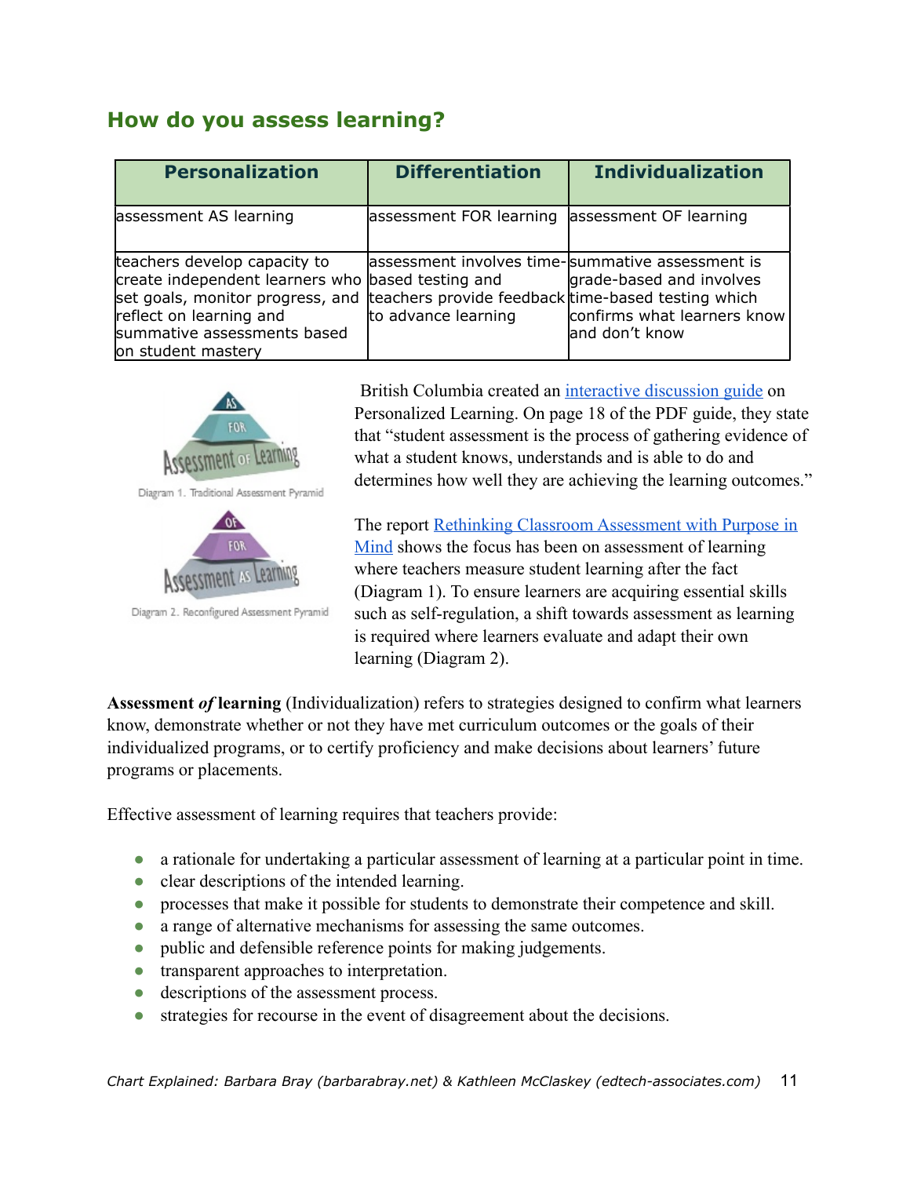## How do you assess learning?

| Personalization | Differentiation | Individualization |
| --- | --- | --- |
| assessment AS learning | assessment FOR learning | assessment OF learning |
| teachers develop capacity to create independent learners who set goals, monitor progress, and reflect on learning and summative assessments based on student mastery | assessment involves time-based testing and teachers provide feedback to advance learning | summative assessment is grade-based and involves time-based testing which confirms what learners know and don't know |

Diagram 1. Traditional Assessment Pyramid

Diagram 2. Reconfigured Assessment Pyramid

British Columbia created an [interactive discussion guide] on Personalized Learning. On page 18 of the PDF guide, they state that "student assessment is the process of gathering evidence of what a student knows, understands and is able to do and determines how well they are achieving the learning outcomes."

The report [Rethinking Classroom Assessment with Purpose in Mind] shows the focus has been on assessment of learning where teachers measure student learning after the fact (Diagram 1). To ensure learners are acquiring essential skills such as self-regulation, a shift towards assessment as learning is required where learners evaluate and adapt their own learning (Diagram 2).

**Assessment *of* learning** (Individualization) refers to strategies designed to confirm what learners know, demonstrate whether or not they have met curriculum outcomes or the goals of their individualized programs, or to certify proficiency and make decisions about learners' future programs or placements.

Effective assessment of learning requires that teachers provide:

- a rationale for undertaking a particular assessment of learning at a particular point in time.
- clear descriptions of the intended learning.
- processes that make it possible for students to demonstrate their competence and skill.
- a range of alternative mechanisms for assessing the same outcomes.
- public and defensible reference points for making judgements.
- transparent approaches to interpretation.
- descriptions of the assessment process.
- strategies for recourse in the event of disagreement about the decisions.

*Chart Explained: Barbara Bray (barbarabray.net) & Kathleen McClaskey (edtech-associates.com)*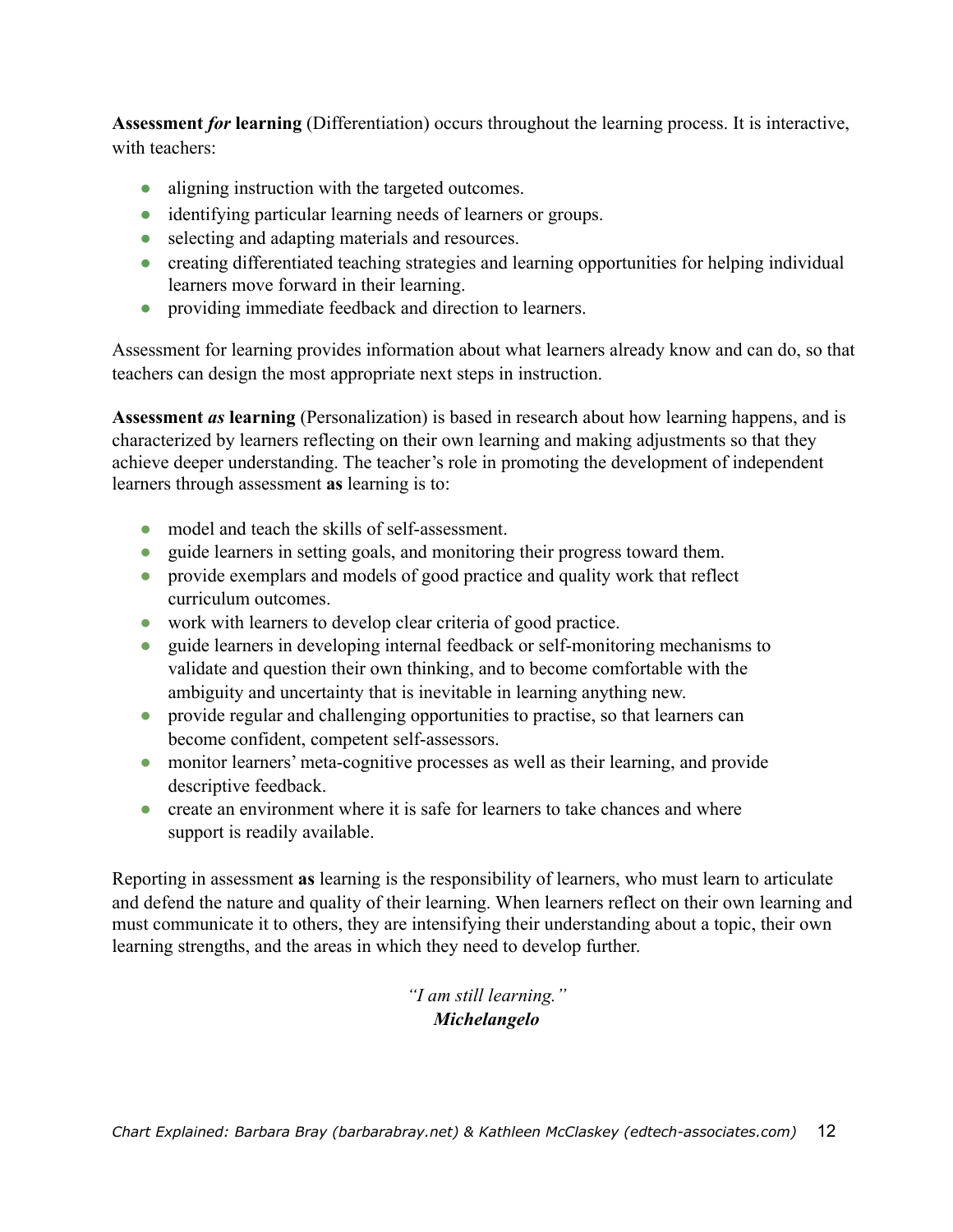**Assessment *for* learning** (Differentiation) occurs throughout the learning process. It is interactive, with teachers:

- aligning instruction with the targeted outcomes.
- identifying particular learning needs of learners or groups.
- selecting and adapting materials and resources.
- creating differentiated teaching strategies and learning opportunities for helping individual learners move forward in their learning.
- providing immediate feedback and direction to learners.

Assessment for learning provides information about what learners already know and can do, so that teachers can design the most appropriate next steps in instruction.

**Assessment *as* learning** (Personalization) is based in research about how learning happens, and is characterized by learners reflecting on their own learning and making adjustments so that they achieve deeper understanding. The teacher's role in promoting the development of independent learners through assessment **as** learning is to:

- model and teach the skills of self-assessment.
- guide learners in setting goals, and monitoring their progress toward them.
- provide exemplars and models of good practice and quality work that reflect curriculum outcomes.
- work with learners to develop clear criteria of good practice.
- guide learners in developing internal feedback or self-monitoring mechanisms to validate and question their own thinking, and to become comfortable with the ambiguity and uncertainty that is inevitable in learning anything new.
- provide regular and challenging opportunities to practise, so that learners can become confident, competent self-assessors.
- monitor learners' meta-cognitive processes as well as their learning, and provide descriptive feedback.
- create an environment where it is safe for learners to take chances and where support is readily available.

Reporting in assessment **as** learning is the responsibility of learners, who must learn to articulate and defend the nature and quality of their learning. When learners reflect on their own learning and must communicate it to others, they are intensifying their understanding about a topic, their own learning strengths, and the areas in which they need to develop further.

*"I am still learning."*
***Michelangelo***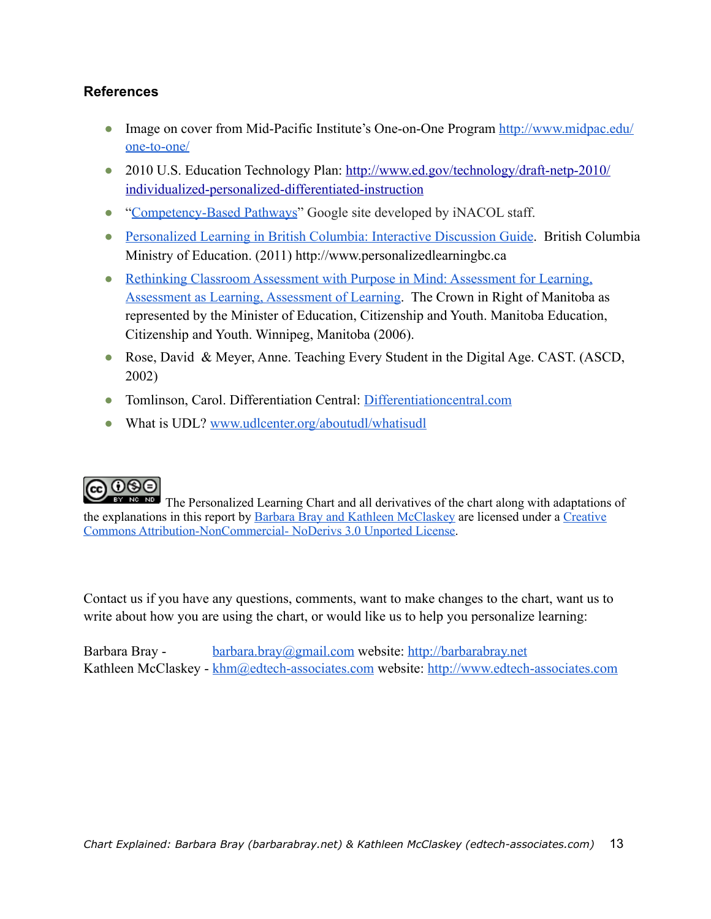### References

- Image on cover from Mid-Pacific Institute's One-on-One Program http://www.midpac.edu/one-to-one/
- 2010 U.S. Education Technology Plan: http://www.ed.gov/technology/draft-netp-2010/individualized-personalized-differentiated-instruction
- "Competency-Based Pathways" Google site developed by iNACOL staff.
- Personalized Learning in British Columbia: Interactive Discussion Guide. British Columbia Ministry of Education. (2011) http://www.personalizedlearningbc.ca
- Rethinking Classroom Assessment with Purpose in Mind: Assessment for Learning, Assessment as Learning, Assessment of Learning. The Crown in Right of Manitoba as represented by the Minister of Education, Citizenship and Youth. Manitoba Education, Citizenship and Youth. Winnipeg, Manitoba (2006).
- Rose, David & Meyer, Anne. Teaching Every Student in the Digital Age. CAST. (ASCD, 2002)
- Tomlinson, Carol. Differentiation Central: Differentiationcentral.com
- What is UDL? www.udlcenter.org/aboutudl/whatisudl

The Personalized Learning Chart and all derivatives of the chart along with adaptations of the explanations in this report by Barbara Bray and Kathleen McClaskey are licensed under a Creative Commons Attribution-NonCommercial- NoDerivs 3.0 Unported License.

Contact us if you have any questions, comments, want to make changes to the chart, want us to write about how you are using the chart, or would like us to help you personalize learning:

Barbara Bray - barbara.bray@gmail.com website: http://barbarabray.net
Kathleen McClaskey - khm@edtech-associates.com website: http://www.edtech-associates.com